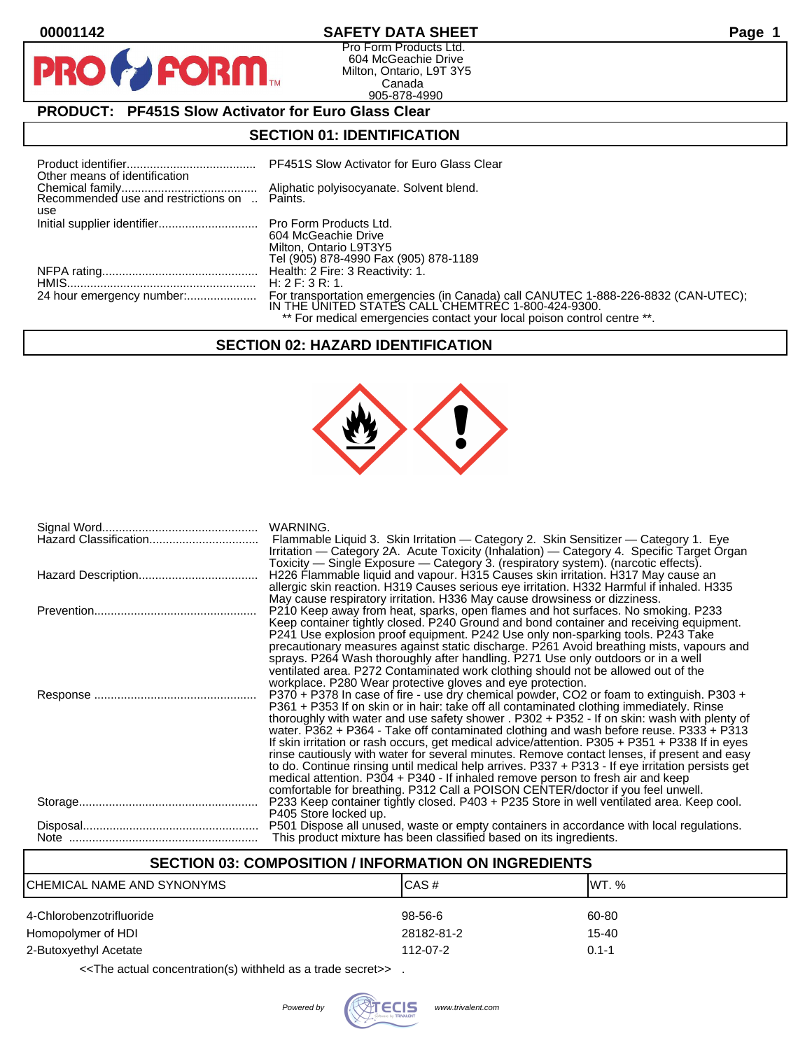00001142

# SAFETY DATA SHEET

Pro Form Products Ltd.
604 McGeachie Drive
Milton, Ontario, L9T 3Y5
Canada
905-878-4990

## PRODUCT: PF451S Slow Activator for Euro Glass Clear

## SECTION 01: IDENTIFICATION

| | |
|---|---|
| Product identifier | PF451S Slow Activator for Euro Glass Clear |
| Other means of identification | |
| Chemical family | Aliphatic polyisocyanate. Solvent blend. |
| Recommended use and restrictions on use | Paints. |
| Initial supplier identifier | Pro Form Products Ltd.<br>604 McGeachie Drive<br>Milton, Ontario L9T3Y5<br>Tel (905) 878-4990 Fax (905) 878-1189 |
| NFPA rating | Health: 2 Fire: 3 Reactivity: 1. |
| HMIS | H: 2 F: 3 R: 1. |
| 24 hour emergency number: | For transportation emergencies (in Canada) call CANUTEC 1-888-226-8832 (CAN-UTEC); IN THE UNITED STATES CALL CHEMTREC 1-800-424-9300.<br>** For medical emergencies contact your local poison control centre **. |

## SECTION 02: HAZARD IDENTIFICATION

| | |
|---|---|
| Signal Word | WARNING. |
| Hazard Classification | Flammable Liquid 3. Skin Irritation — Category 2. Skin Sensitizer — Category 1. Eye Irritation — Category 2A. Acute Toxicity (Inhalation) — Category 4. Specific Target Organ Toxicity — Single Exposure — Category 3. (respiratory system). (narcotic effects). |
| Hazard Description | H226 Flammable liquid and vapour. H315 Causes skin irritation. H317 May cause an allergic skin reaction. H319 Causes serious eye irritation. H332 Harmful if inhaled. H335 May cause respiratory irritation. H336 May cause drowsiness or dizziness. |
| Prevention | P210 Keep away from heat, sparks, open flames and hot surfaces. No smoking. P233 Keep container tightly closed. P240 Ground and bond container and receiving equipment. P241 Use explosion proof equipment. P242 Use only non-sparking tools. P243 Take precautionary measures against static discharge. P261 Avoid breathing mists, vapours and sprays. P264 Wash thoroughly after handling. P271 Use only outdoors or in a well ventilated area. P272 Contaminated work clothing should not be allowed out of the workplace. P280 Wear protective gloves and eye protection. |
| Response | P370 + P378 In case of fire - use dry chemical powder, CO2 or foam to extinguish. P303 + P361 + P353 If on skin or in hair: take off all contaminated clothing immediately. Rinse thoroughly with water and use safety shower . P302 + P352 - If on skin: wash with plenty of water. P362 + P364 - Take off contaminated clothing and wash before reuse. P333 + P313 If skin irritation or rash occurs, get medical advice/attention. P305 + P351 + P338 If in eyes rinse cautiously with water for several minutes. Remove contact lenses, if present and easy to do. Continue rinsing until medical help arrives. P337 + P313 - If eye irritation persists get medical attention. P304 + P340 - If inhaled remove person to fresh air and keep comfortable for breathing. P312 Call a POISON CENTER/doctor if you feel unwell. |
| Storage | P233 Keep container tightly closed. P403 + P235 Store in well ventilated area. Keep cool. P405 Store locked up. |
| Disposal | P501 Dispose all unused, waste or empty containers in accordance with local regulations. |
| Note | This product mixture has been classified based on its ingredients. |

## SECTION 03: COMPOSITION / INFORMATION ON INGREDIENTS

| CHEMICAL NAME AND SYNONYMS | CAS # | WT. % |
|---|---|---|
| 4-Chlorobenzotrifluoride | 98-56-6 | 60-80 |
| Homopolymer of HDI | 28182-81-2 | 15-40 |
| 2-Butoxyethyl Acetate | 112-07-2 | 0.1-1 |

<<The actual concentration(s) withheld as a trade secret>> .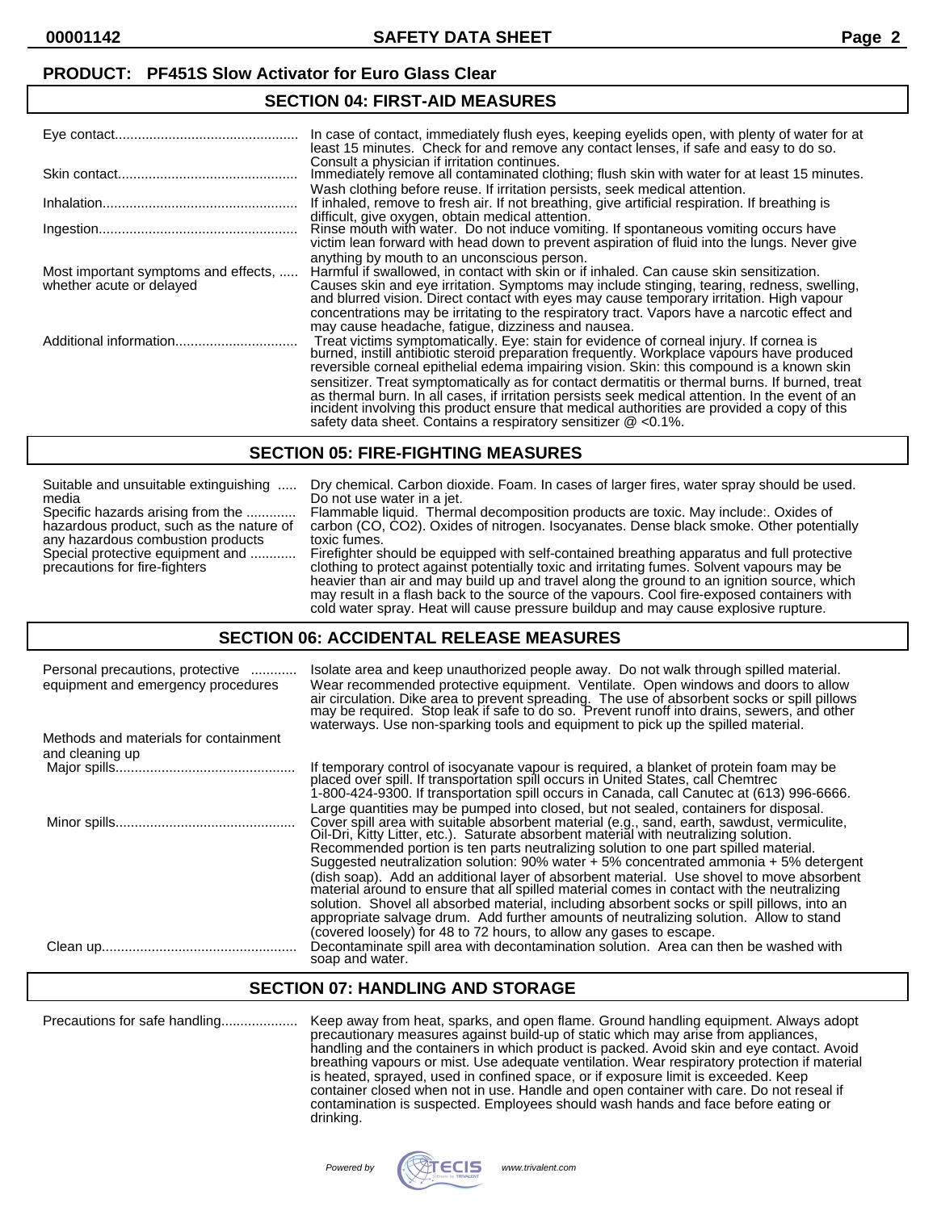**PRODUCT: PF451S Slow Activator for Euro Glass Clear**

## SECTION 04: FIRST-AID MEASURES

| | |
|---|---|
| Eye contact | In case of contact, immediately flush eyes, keeping eyelids open, with plenty of water for at least 15 minutes. Check for and remove any contact lenses, if safe and easy to do so. Consult a physician if irritation continues. |
| Skin contact | Immediately remove all contaminated clothing; flush skin with water for at least 15 minutes. Wash clothing before reuse. If irritation persists, seek medical attention. |
| Inhalation | If inhaled, remove to fresh air. If not breathing, give artificial respiration. If breathing is difficult, give oxygen, obtain medical attention. |
| Ingestion | Rinse mouth with water. Do not induce vomiting. If spontaneous vomiting occurs have victim lean forward with head down to prevent aspiration of fluid into the lungs. Never give anything by mouth to an unconscious person. |
| Most important symptoms and effects, whether acute or delayed | Harmful if swallowed, in contact with skin or if inhaled. Can cause skin sensitization. Causes skin and eye irritation. Symptoms may include stinging, tearing, redness, swelling, and blurred vision. Direct contact with eyes may cause temporary irritation. High vapour concentrations may be irritating to the respiratory tract. Vapors have a narcotic effect and may cause headache, fatigue, dizziness and nausea. |
| Additional information | Treat victims symptomatically. Eye: stain for evidence of corneal injury. If cornea is burned, instill antibiotic steroid preparation frequently. Workplace vapours have produced reversible corneal epithelial edema impairing vision. Skin: this compound is a known skin sensitizer. Treat symptomatically as for contact dermatitis or thermal burns. If burned, treat as thermal burn. In all cases, if irritation persists seek medical attention. In the event of an incident involving this product ensure that medical authorities are provided a copy of this safety data sheet. Contains a respiratory sensitizer @ <0.1%. |

## SECTION 05: FIRE-FIGHTING MEASURES

| | |
|---|---|
| Suitable and unsuitable extinguishing media | Dry chemical. Carbon dioxide. Foam. In cases of larger fires, water spray should be used. Do not use water in a jet. |
| Specific hazards arising from the hazardous product, such as the nature of any hazardous combustion products | Flammable liquid. Thermal decomposition products are toxic. May include:. Oxides of carbon (CO, $CO_2$). Oxides of nitrogen. Isocyanates. Dense black smoke. Other potentially toxic fumes. |
| Special protective equipment and precautions for fire-fighters | Firefighter should be equipped with self-contained breathing apparatus and full protective clothing to protect against potentially toxic and irritating fumes. Solvent vapours may be heavier than air and may build up and travel along the ground to an ignition source, which may result in a flash back to the source of the vapours. Cool fire-exposed containers with cold water spray. Heat will cause pressure buildup and may cause explosive rupture. |

## SECTION 06: ACCIDENTAL RELEASE MEASURES

| | |
|---|---|
| Personal precautions, protective equipment and emergency procedures | Isolate area and keep unauthorized people away. Do not walk through spilled material. Wear recommended protective equipment. Ventilate. Open windows and doors to allow air circulation. Dike area to prevent spreading. The use of absorbent socks or spill pillows may be required. Stop leak if safe to do so. Prevent runoff into drains, sewers, and other waterways. Use non-sparking tools and equipment to pick up the spilled material. |
| Methods and materials for containment and cleaning up | |
| Major spills | If temporary control of isocyanate vapour is required, a blanket of protein foam may be placed over spill. If transportation spill occurs in United States, call Chemtrec 1-800-424-9300. If transportation spill occurs in Canada, call Canutec at (613) 996-6666. Large quantities may be pumped into closed, but not sealed, containers for disposal. |
| Minor spills | Cover spill area with suitable absorbent material (e.g., sand, earth, sawdust, vermiculite, Oil-Dri, Kitty Litter, etc.). Saturate absorbent material with neutralizing solution. Recommended portion is ten parts neutralizing solution to one part spilled material. Suggested neutralization solution: 90% water + 5% concentrated ammonia + 5% detergent (dish soap). Add an additional layer of absorbent material. Use shovel to move absorbent material around to ensure that all spilled material comes in contact with the neutralizing solution. Shovel all absorbed material, including absorbent socks or spill pillows, into an appropriate salvage drum. Add further amounts of neutralizing solution. Allow to stand (covered loosely) for 48 to 72 hours, to allow any gases to escape. |
| Clean up | Decontaminate spill area with decontamination solution. Area can then be washed with soap and water. |

## SECTION 07: HANDLING AND STORAGE

| | |
|---|---|
| Precautions for safe handling | Keep away from heat, sparks, and open flame. Ground handling equipment. Always adopt precautionary measures against build-up of static which may arise from appliances, handling and the containers in which product is packed. Avoid skin and eye contact. Avoid breathing vapours or mist. Use adequate ventilation. Wear respiratory protection if material is heated, sprayed, used in confined space, or if exposure limit is exceeded. Keep container closed when not in use. Handle and open container with care. Do not reseal if contamination is suspected. Employees should wash hands and face before eating or drinking. |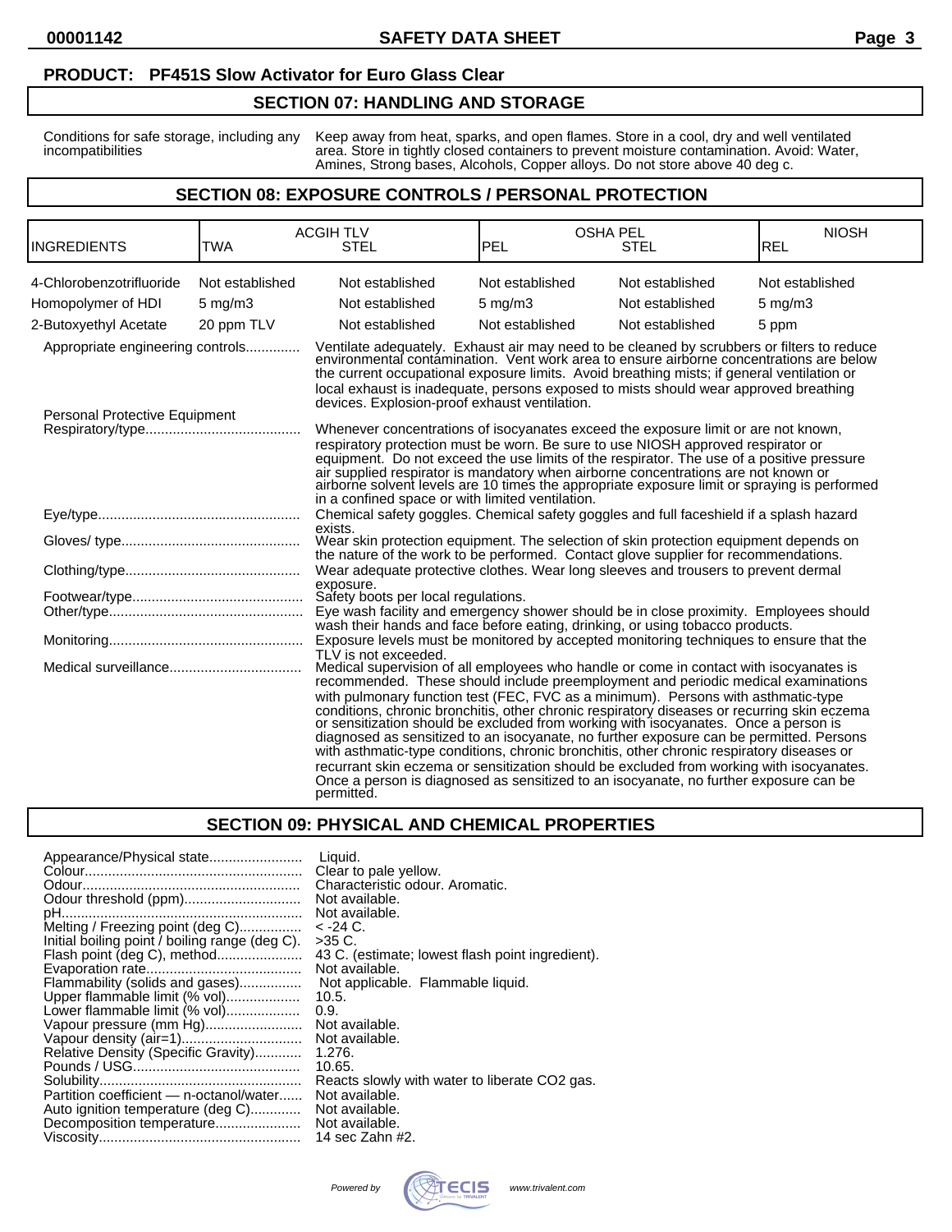**PRODUCT: PF451S Slow Activator for Euro Glass Clear**

## SECTION 07: HANDLING AND STORAGE

| | |
|---|---|
| Conditions for safe storage, including any incompatibilities | Keep away from heat, sparks, and open flames. Store in a cool, dry and well ventilated area. Store in tightly closed containers to prevent moisture contamination. Avoid: Water, Amines, Strong bases, Alcohols, Copper alloys. Do not store above 40 deg c. |

## SECTION 08: EXPOSURE CONTROLS / PERSONAL PROTECTION

| INGREDIENTS | ACGIH TLV TWA | ACGIH TLV STEL | OSHA PEL PEL | OSHA PEL STEL | NIOSH REL |
|---|---|---|---|---|---|
| 4-Chlorobenzotrifluoride | Not established | Not established | Not established | Not established | Not established |
| Homopolymer of HDI | 5 mg/m3 | Not established | 5 mg/m3 | Not established | 5 mg/m3 |
| 2-Butoxyethyl Acetate | 20 ppm TLV | Not established | Not established | Not established | 5 ppm |

Appropriate engineering controls............. Ventilate adequately. Exhaust air may need to be cleaned by scrubbers or filters to reduce environmental contamination. Vent work area to ensure airborne concentrations are below the current occupational exposure limits. Avoid breathing mists; if general ventilation or local exhaust is inadequate, persons exposed to mists should wear approved breathing devices. Explosion-proof exhaust ventilation.

Personal Protective Equipment

Respiratory/type........................................ Whenever concentrations of isocyanates exceed the exposure limit or are not known, respiratory protection must be worn. Be sure to use NIOSH approved respirator or equipment. Do not exceed the use limits of the respirator. The use of a positive pressure air supplied respirator is mandatory when airborne concentrations are not known or airborne solvent levels are 10 times the appropriate exposure limit or spraying is performed in a confined space or with limited ventilation.

Eye/type.................................................... Chemical safety goggles. Chemical safety goggles and full faceshield if a splash hazard exists.

Gloves/ type.............................................. Wear skin protection equipment. The selection of skin protection equipment depends on the nature of the work to be performed. Contact glove supplier for recommendations.

Clothing/type............................................. Wear adequate protective clothes. Wear long sleeves and trousers to prevent dermal exposure.

Footwear/type............................................ Safety boots per local regulations.

Other/type.................................................. Eye wash facility and emergency shower should be in close proximity. Employees should wash their hands and face before eating, drinking, or using tobacco products.

Monitoring.................................................. Exposure levels must be monitored by accepted monitoring techniques to ensure that the TLV is not exceeded.

Medical surveillance.................................. Medical supervision of all employees who handle or come in contact with isocyanates is recommended. These should include preemployment and periodic medical examinations with pulmonary function test (FEC, FVC as a minimum). Persons with asthmatic-type conditions, chronic bronchitis, other chronic respiratory diseases or recurring skin eczema or sensitization should be excluded from working with isocyanates. Once a person is diagnosed as sensitized to an isocyanate, no further exposure can be permitted. Persons with asthmatic-type conditions, chronic bronchitis, other chronic respiratory diseases or recurrant skin eczema or sensitization should be excluded from working with isocyanates. Once a person is diagnosed as sensitized to an isocyanate, no further exposure can be permitted.

## SECTION 09: PHYSICAL AND CHEMICAL PROPERTIES

| | |
|---|---|
| Appearance/Physical state | Liquid. |
| Colour | Clear to pale yellow. |
| Odour | Characteristic odour. Aromatic. |
| Odour threshold (ppm) | Not available. |
| pH | Not available. |
| Melting / Freezing point (deg C) | < -24 C. |
| Initial boiling point / boiling range (deg C). | >35 C. |
| Flash point (deg C), method | 43 C. (estimate; lowest flash point ingredient). |
| Evaporation rate | Not available. |
| Flammability (solids and gases) | Not applicable. Flammable liquid. |
| Upper flammable limit (% vol) | 10.5. |
| Lower flammable limit (% vol) | 0.9. |
| Vapour pressure (mm Hg) | Not available. |
| Vapour density (air=1) | Not available. |
| Relative Density (Specific Gravity) | 1.276. |
| Pounds / USG | 10.65. |
| Solubility | Reacts slowly with water to liberate CO2 gas. |
| Partition coefficient — n-octanol/water | Not available. |
| Auto ignition temperature (deg C) | Not available. |
| Decomposition temperature | Not available. |
| Viscosity | 14 sec Zahn #2. |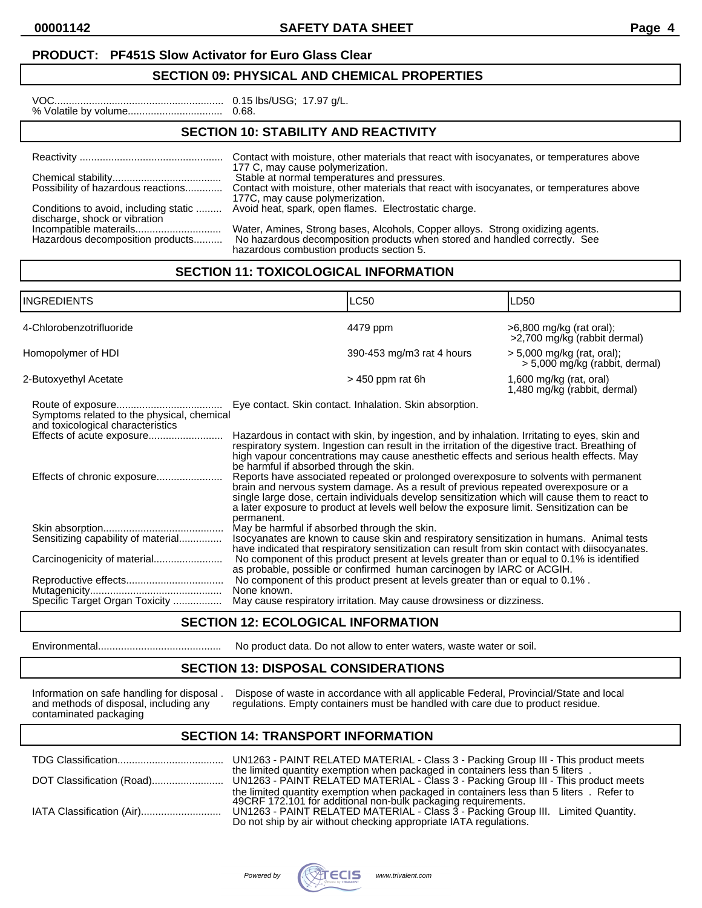**PRODUCT: PF451S Slow Activator for Euro Glass Clear**

## SECTION 09: PHYSICAL AND CHEMICAL PROPERTIES

VOC.......................................................... 0.15 lbs/USG; 17.97 g/L.
% Volatile by volume................................ 0.68.

## SECTION 10: STABILITY AND REACTIVITY

Reactivity .................................................. Contact with moisture, other materials that react with isocyanates, or temperatures above 177 C, may cause polymerization.
Chemical stability...................................... Stable at normal temperatures and pressures.
Possibility of hazardous reactions............. Contact with moisture, other materials that react with isocyanates, or temperatures above 177C, may cause polymerization.
Conditions to avoid, including static discharge, shock or vibration ......... Avoid heat, spark, open flames. Electrostatic charge.
Incompatible materails............................. Water, Amines, Strong bases, Alcohols, Copper alloys. Strong oxidizing agents.
Hazardous decomposition products.......... No hazardous decomposition products when stored and handled correctly. See hazardous combustion products section 5.

## SECTION 11: TOXICOLOGICAL INFORMATION

| INGREDIENTS | LC50 | LD50 |
|---|---|---|
| 4-Chlorobenzotrifluoride | 4479 ppm | >6,800 mg/kg (rat oral); >2,700 mg/kg (rabbit dermal) |
| Homopolymer of HDI | 390-453 mg/m3 rat 4 hours | > 5,000 mg/kg (rat, oral); > 5,000 mg/kg (rabbit, dermal) |
| 2-Butoxyethyl Acetate | > 450 ppm rat 6h | 1,600 mg/kg (rat, oral) 1,480 mg/kg (rabbit, dermal) |

Route of exposure..................................... Eye contact. Skin contact. Inhalation. Skin absorption.
Symptoms related to the physical, chemical and toxicological characteristics
Effects of acute exposure.......................... Hazardous in contact with skin, by ingestion, and by inhalation. Irritating to eyes, skin and respiratory system. Ingestion can result in the irritation of the digestive tract. Breathing of high vapour concentrations may cause anesthetic effects and serious health effects. May be harmful if absorbed through the skin.
Effects of chronic exposure....................... Reports have associated repeated or prolonged overexposure to solvents with permanent brain and nervous system damage. As a result of previous repeated overexposure or a single large dose, certain individuals develop sensitization which will cause them to react to a later exposure to product at levels well below the exposure limit. Sensitization can be permanent.
Skin absorption.......................................... May be harmful if absorbed through the skin.
Sensitizing capability of material............... Isocyanates are known to cause skin and respiratory sensitization in humans. Animal tests have indicated that respiratory sensitization can result from skin contact with diisocyanates.
Carcinogenicity of material........................ No component of this product present at levels greater than or equal to 0.1% is identified as probable, possible or confirmed human carcinogen by IARC or ACGIH.
Reproductive effects.................................. No component of this product present at levels greater than or equal to 0.1% .
Mutagenicity.............................................. None known.
Specific Target Organ Toxicity ................. May cause respiratory irritation. May cause drowsiness or dizziness.

## SECTION 12: ECOLOGICAL INFORMATION

Environmental........................................... No product data. Do not allow to enter waters, waste water or soil.

## SECTION 13: DISPOSAL CONSIDERATIONS

Information on safe handling for disposal and methods of disposal, including any contaminated packaging . Dispose of waste in accordance with all applicable Federal, Provincial/State and local regulations. Empty containers must be handled with care due to product residue.

## SECTION 14: TRANSPORT INFORMATION

TDG Classification..................................... UN1263 - PAINT RELATED MATERIAL - Class 3 - Packing Group III - This product meets the limited quantity exemption when packaged in containers less than 5 liters .
DOT Classification (Road)......................... UN1263 - PAINT RELATED MATERIAL - Class 3 - Packing Group III - This product meets the limited quantity exemption when packaged in containers less than 5 liters . Refer to 49CRF 172.101 for additional non-bulk packaging requirements.
IATA Classification (Air)............................ UN1263 - PAINT RELATED MATERIAL - Class 3 - Packing Group III. Limited Quantity. Do not ship by air without checking appropriate IATA regulations.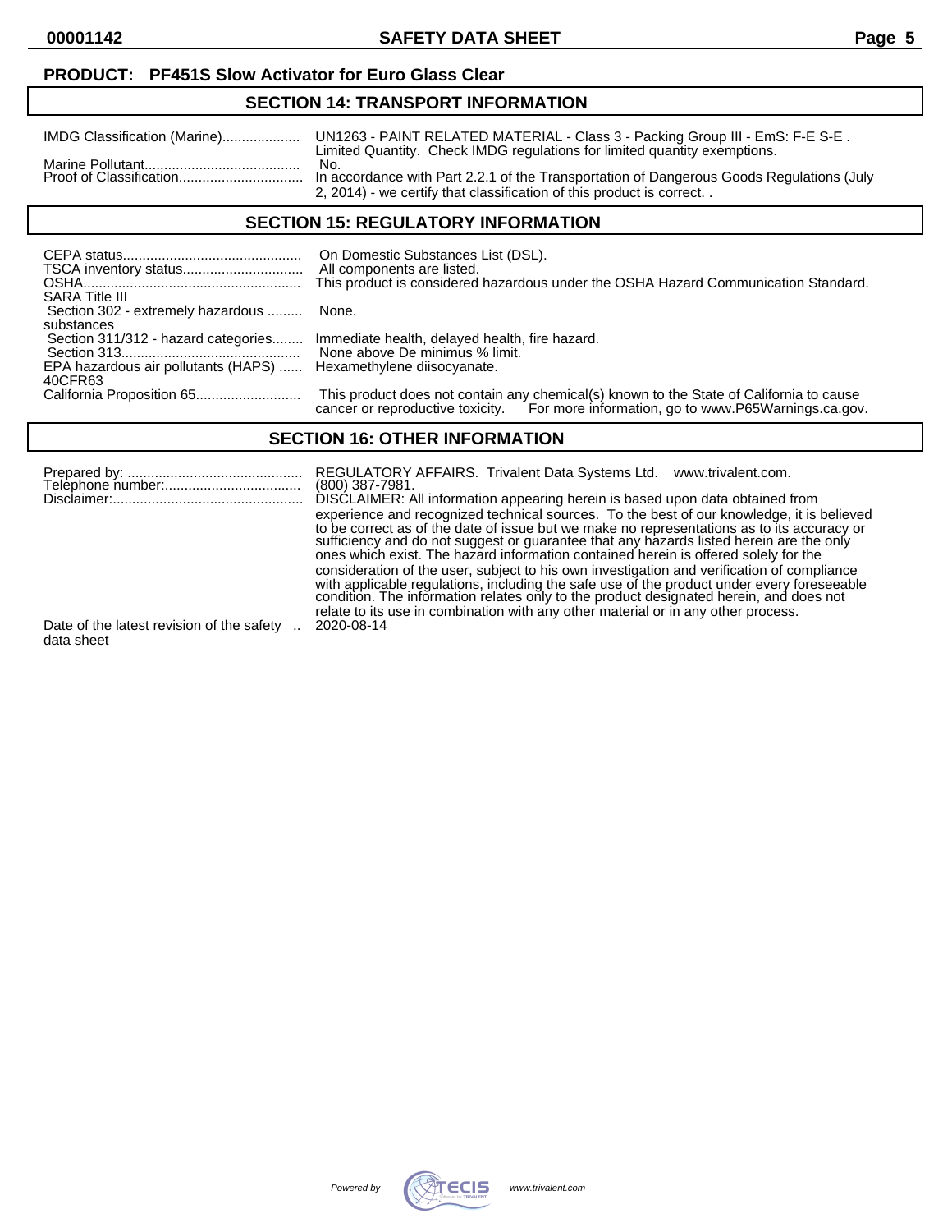**PRODUCT: PF451S Slow Activator for Euro Glass Clear**

## SECTION 14: TRANSPORT INFORMATION

| | |
|---|---|
| IMDG Classification (Marine) | UN1263 - PAINT RELATED MATERIAL - Class 3 - Packing Group III - EmS: F-E S-E . Limited Quantity. Check IMDG regulations for limited quantity exemptions. |
| Marine Pollutant | No. |
| Proof of Classification | In accordance with Part 2.2.1 of the Transportation of Dangerous Goods Regulations (July 2, 2014) - we certify that classification of this product is correct. . |

## SECTION 15: REGULATORY INFORMATION

| | |
|---|---|
| CEPA status | On Domestic Substances List (DSL). |
| TSCA inventory status | All components are listed. |
| OSHA | This product is considered hazardous under the OSHA Hazard Communication Standard. |
| SARA Title III | |
| Section 302 - extremely hazardous substances | None. |
| Section 311/312 - hazard categories | Immediate health, delayed health, fire hazard. |
| Section 313 | None above De minimus % limit. |
| EPA hazardous air pollutants (HAPS) 40CFR63 | Hexamethylene diisocyanate. |
| California Proposition 65 | This product does not contain any chemical(s) known to the State of California to cause cancer or reproductive toxicity. For more information, go to www.P65Warnings.ca.gov. |

## SECTION 16: OTHER INFORMATION

| | |
|---|---|
| Prepared by: | REGULATORY AFFAIRS. Trivalent Data Systems Ltd. www.trivalent.com. |
| Telephone number: | (800) 387-7981. |
| Disclaimer: | DISCLAIMER: All information appearing herein is based upon data obtained from experience and recognized technical sources. To the best of our knowledge, it is believed to be correct as of the date of issue but we make no representations as to its accuracy or sufficiency and do not suggest or guarantee that any hazards listed herein are the only ones which exist. The hazard information contained herein is offered solely for the consideration of the user, subject to his own investigation and verification of compliance with applicable regulations, including the safe use of the product under every foreseeable condition. The information relates only to the product designated herein, and does not relate to its use in combination with any other material or in any other process. |
| Date of the latest revision of the safety data sheet | 2020-08-14 |